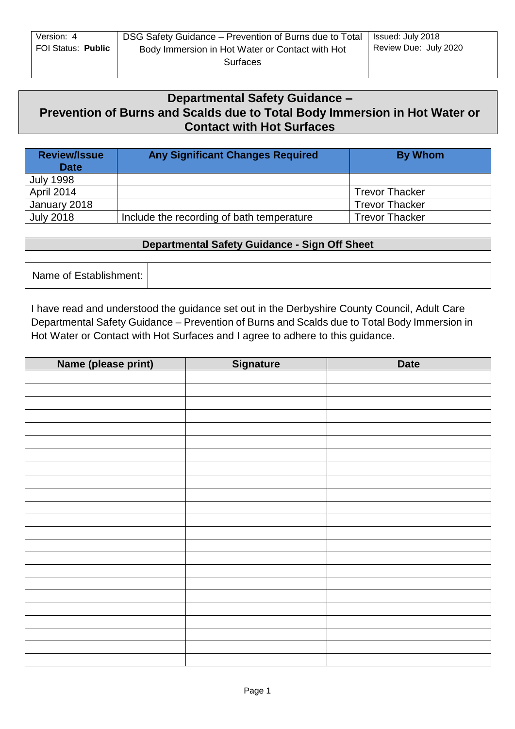| Version: 4<br>FOI Status: **Public** | DSG Safety Guidance – Prevention of Burns due to Total Body Immersion in Hot Water or Contact with Hot Surfaces | Issued: July 2018<br>Review Due: July 2020 |
|---|---|---|

# Departmental Safety Guidance – Prevention of Burns and Scalds due to Total Body Immersion in Hot Water or Contact with Hot Surfaces

| Review/Issue Date | Any Significant Changes Required | By Whom |
|---|---|---|
| July 1998 | | |
| April 2014 | | Trevor Thacker |
| January 2018 | | Trevor Thacker |
| July 2018 | Include the recording of bath temperature | Trevor Thacker |

## Departmental Safety Guidance - Sign Off Sheet

| Name of Establishment: | |
|---|---|

I have read and understood the guidance set out in the Derbyshire County Council, Adult Care Departmental Safety Guidance – Prevention of Burns and Scalds due to Total Body Immersion in Hot Water or Contact with Hot Surfaces and I agree to adhere to this guidance.

| Name (please print) | Signature | Date |
|---|---|---|
| | | |
| | | |
| | | |
| | | |
| | | |
| | | |
| | | |
| | | |
| | | |
| | | |
| | | |
| | | |
| | | |
| | | |
| | | |
| | | |
| | | |
| | | |
| | | |
| | | |
| | | |
| | | |
| | | |
| | | |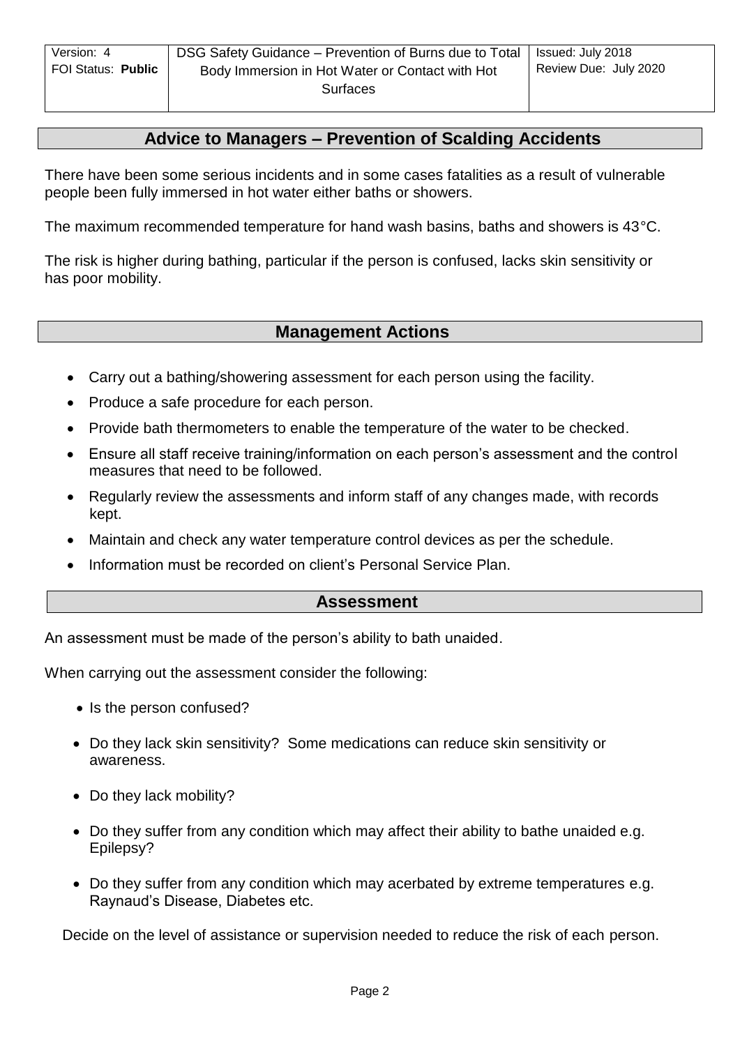## Advice to Managers – Prevention of Scalding Accidents

There have been some serious incidents and in some cases fatalities as a result of vulnerable people been fully immersed in hot water either baths or showers.

The maximum recommended temperature for hand wash basins, baths and showers is 43°C.

The risk is higher during bathing, particular if the person is confused, lacks skin sensitivity or has poor mobility.

## Management Actions

- Carry out a bathing/showering assessment for each person using the facility.
- Produce a safe procedure for each person.
- Provide bath thermometers to enable the temperature of the water to be checked.
- Ensure all staff receive training/information on each person's assessment and the control measures that need to be followed.
- Regularly review the assessments and inform staff of any changes made, with records kept.
- Maintain and check any water temperature control devices as per the schedule.
- Information must be recorded on client's Personal Service Plan.

## Assessment

An assessment must be made of the person's ability to bath unaided.

When carrying out the assessment consider the following:

- Is the person confused?
- Do they lack skin sensitivity? Some medications can reduce skin sensitivity or awareness.
- Do they lack mobility?
- Do they suffer from any condition which may affect their ability to bathe unaided e.g. Epilepsy?
- Do they suffer from any condition which may acerbated by extreme temperatures e.g. Raynaud's Disease, Diabetes etc.

Decide on the level of assistance or supervision needed to reduce the risk of each person.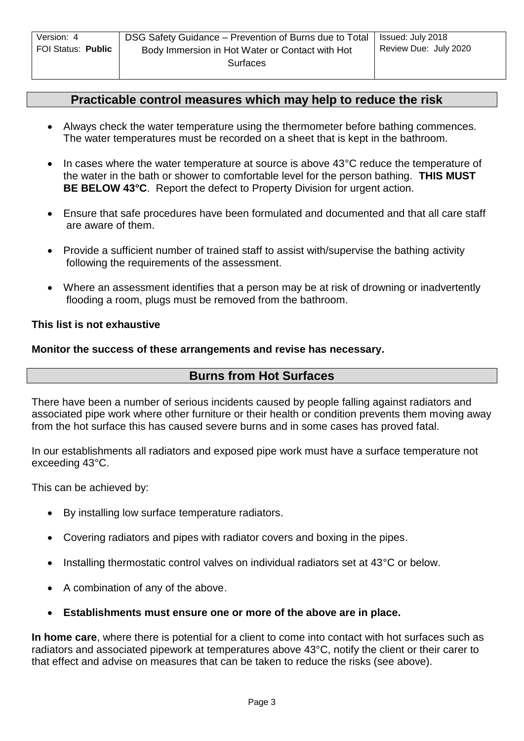## Practicable control measures which may help to reduce the risk

- Always check the water temperature using the thermometer before bathing commences. The water temperatures must be recorded on a sheet that is kept in the bathroom.
- In cases where the water temperature at source is above 43°C reduce the temperature of the water in the bath or shower to comfortable level for the person bathing. **THIS MUST BE BELOW 43°C**. Report the defect to Property Division for urgent action.
- Ensure that safe procedures have been formulated and documented and that all care staff are aware of them.
- Provide a sufficient number of trained staff to assist with/supervise the bathing activity following the requirements of the assessment.
- Where an assessment identifies that a person may be at risk of drowning or inadvertently flooding a room, plugs must be removed from the bathroom.

**This list is not exhaustive**

**Monitor the success of these arrangements and revise has necessary.**

## Burns from Hot Surfaces

There have been a number of serious incidents caused by people falling against radiators and associated pipe work where other furniture or their health or condition prevents them moving away from the hot surface this has caused severe burns and in some cases has proved fatal.

In our establishments all radiators and exposed pipe work must have a surface temperature not exceeding 43°C.

This can be achieved by:

- By installing low surface temperature radiators.
- Covering radiators and pipes with radiator covers and boxing in the pipes.
- Installing thermostatic control valves on individual radiators set at 43°C or below.
- A combination of any of the above.
- **Establishments must ensure one or more of the above are in place.**

**In home care**, where there is potential for a client to come into contact with hot surfaces such as radiators and associated pipework at temperatures above 43°C, notify the client or their carer to that effect and advise on measures that can be taken to reduce the risks (see above).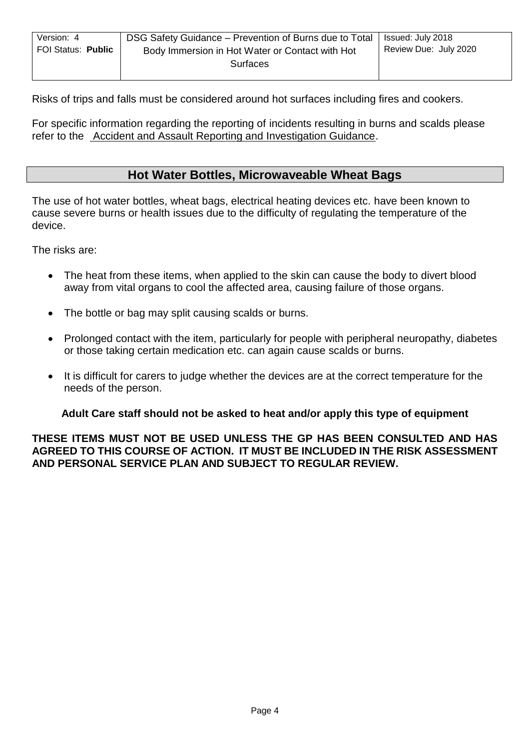Risks of trips and falls must be considered around hot surfaces including fires and cookers.

For specific information regarding the reporting of incidents resulting in burns and scalds please refer to the Accident and Assault Reporting and Investigation Guidance.

## Hot Water Bottles, Microwaveable Wheat Bags

The use of hot water bottles, wheat bags, electrical heating devices etc. have been known to cause severe burns or health issues due to the difficulty of regulating the temperature of the device.

The risks are:

- The heat from these items, when applied to the skin can cause the body to divert blood away from vital organs to cool the affected area, causing failure of those organs.
- The bottle or bag may split causing scalds or burns.
- Prolonged contact with the item, particularly for people with peripheral neuropathy, diabetes or those taking certain medication etc. can again cause scalds or burns.
- It is difficult for carers to judge whether the devices are at the correct temperature for the needs of the person.

**Adult Care staff should not be asked to heat and/or apply this type of equipment**

**THESE ITEMS MUST NOT BE USED UNLESS THE GP HAS BEEN CONSULTED AND HAS AGREED TO THIS COURSE OF ACTION. IT MUST BE INCLUDED IN THE RISK ASSESSMENT AND PERSONAL SERVICE PLAN AND SUBJECT TO REGULAR REVIEW.**